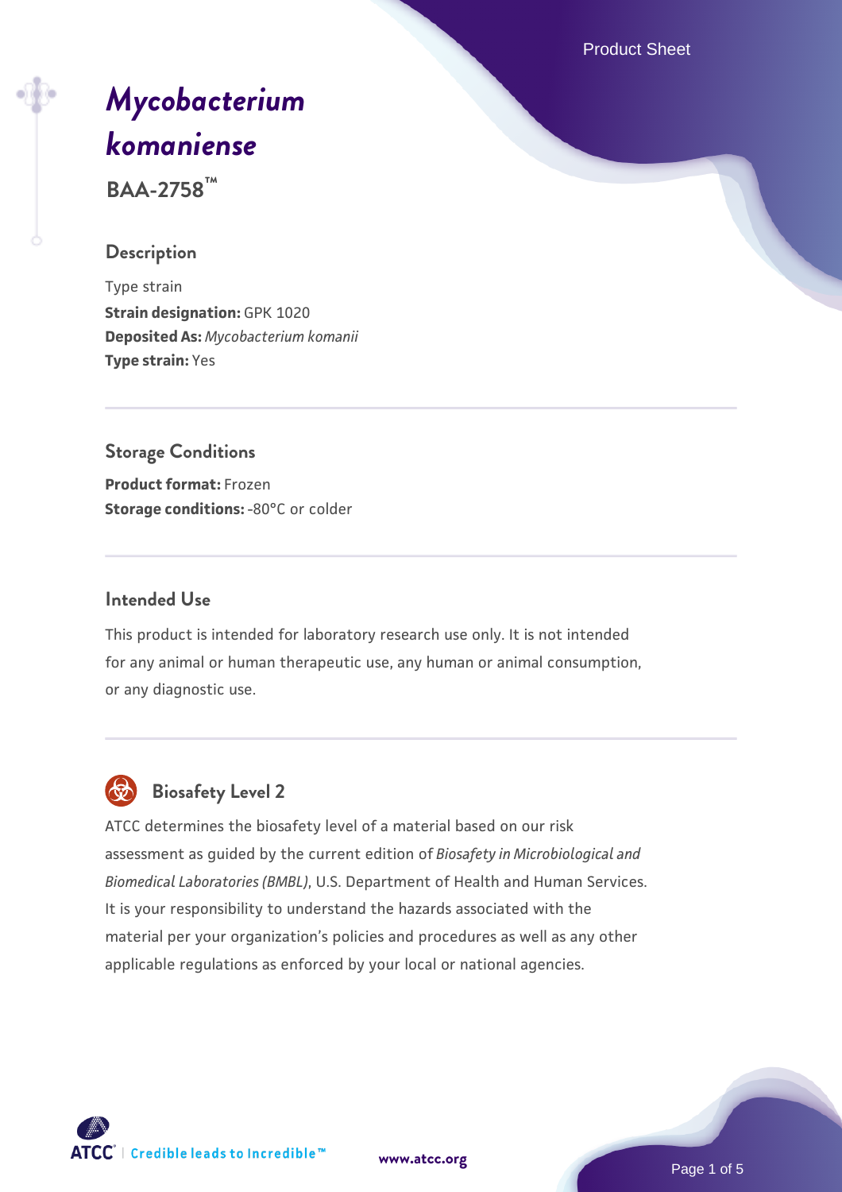# *Mycobacterium komaniense*

**BAA-2758™**

## Description

Type strain
**Strain designation:** GPK 1020
**Deposited As:** *Mycobacterium komanii*
**Type strain:** Yes

## Storage Conditions

**Product format:** Frozen
**Storage conditions:** -80°C or colder

## Intended Use

This product is intended for laboratory research use only. It is not intended for any animal or human therapeutic use, any human or animal consumption, or any diagnostic use.

## Biosafety Level 2

ATCC determines the biosafety level of a material based on our risk assessment as guided by the current edition of *Biosafety in Microbiological and Biomedical Laboratories (BMBL)*, U.S. Department of Health and Human Services. It is your responsibility to understand the hazards associated with the material per your organization's policies and procedures as well as any other applicable regulations as enforced by your local or national agencies.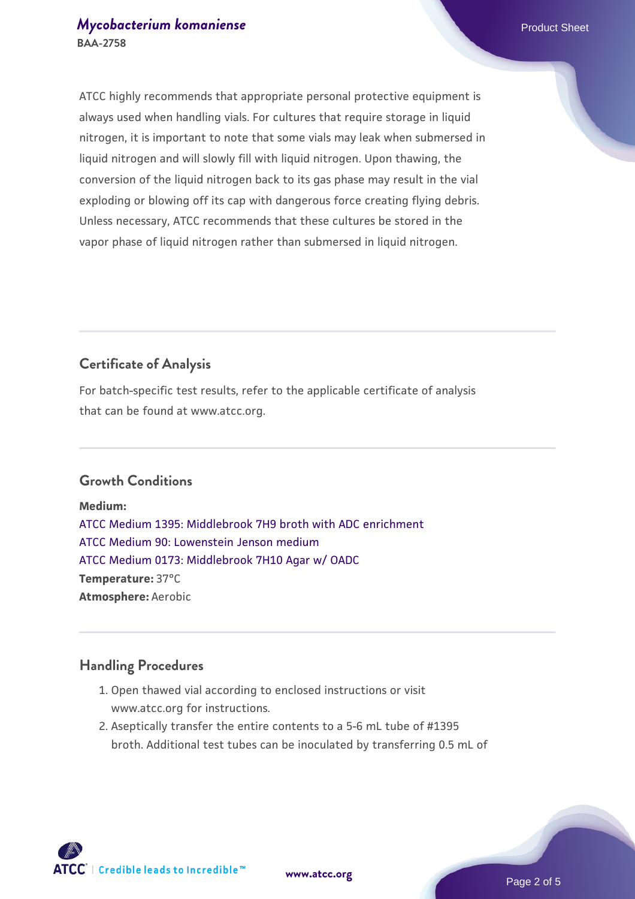ATCC highly recommends that appropriate personal protective equipment is always used when handling vials. For cultures that require storage in liquid nitrogen, it is important to note that some vials may leak when submersed in liquid nitrogen and will slowly fill with liquid nitrogen. Upon thawing, the conversion of the liquid nitrogen back to its gas phase may result in the vial exploding or blowing off its cap with dangerous force creating flying debris. Unless necessary, ATCC recommends that these cultures be stored in the vapor phase of liquid nitrogen rather than submersed in liquid nitrogen.

## Certificate of Analysis

For batch-specific test results, refer to the applicable certificate of analysis that can be found at www.atcc.org.

## Growth Conditions

**Medium:**
ATCC Medium 1395: Middlebrook 7H9 broth with ADC enrichment
ATCC Medium 90: Lowenstein Jenson medium
ATCC Medium 0173: Middlebrook 7H10 Agar w/ OADC
**Temperature:** 37°C
**Atmosphere:** Aerobic

## Handling Procedures

1. Open thawed vial according to enclosed instructions or visit www.atcc.org for instructions.
2. Aseptically transfer the entire contents to a 5-6 mL tube of #1395 broth. Additional test tubes can be inoculated by transferring 0.5 mL of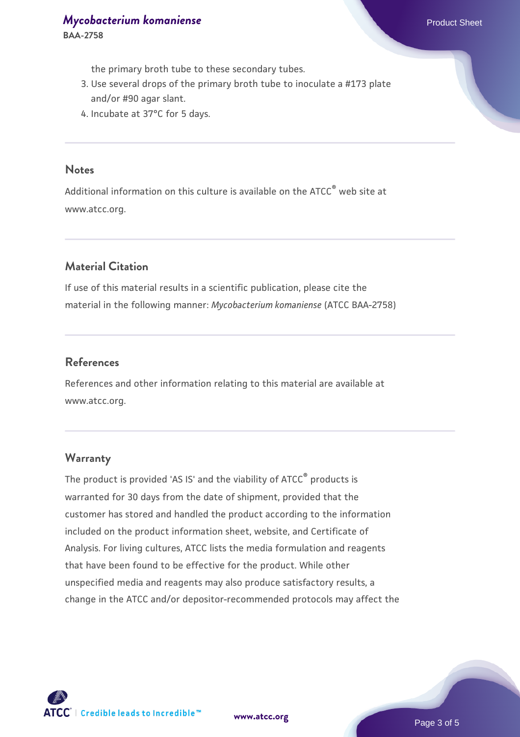the primary broth tube to these secondary tubes.

3. Use several drops of the primary broth tube to inoculate a #173 plate and/or #90 agar slant.
4. Incubate at 37°C for 5 days.

## Notes

Additional information on this culture is available on the ATCC® web site at www.atcc.org.

## Material Citation

If use of this material results in a scientific publication, please cite the material in the following manner: *Mycobacterium komaniense* (ATCC BAA-2758)

## References

References and other information relating to this material are available at www.atcc.org.

## Warranty

The product is provided 'AS IS' and the viability of ATCC® products is warranted for 30 days from the date of shipment, provided that the customer has stored and handled the product according to the information included on the product information sheet, website, and Certificate of Analysis. For living cultures, ATCC lists the media formulation and reagents that have been found to be effective for the product. While other unspecified media and reagents may also produce satisfactory results, a change in the ATCC and/or depositor-recommended protocols may affect the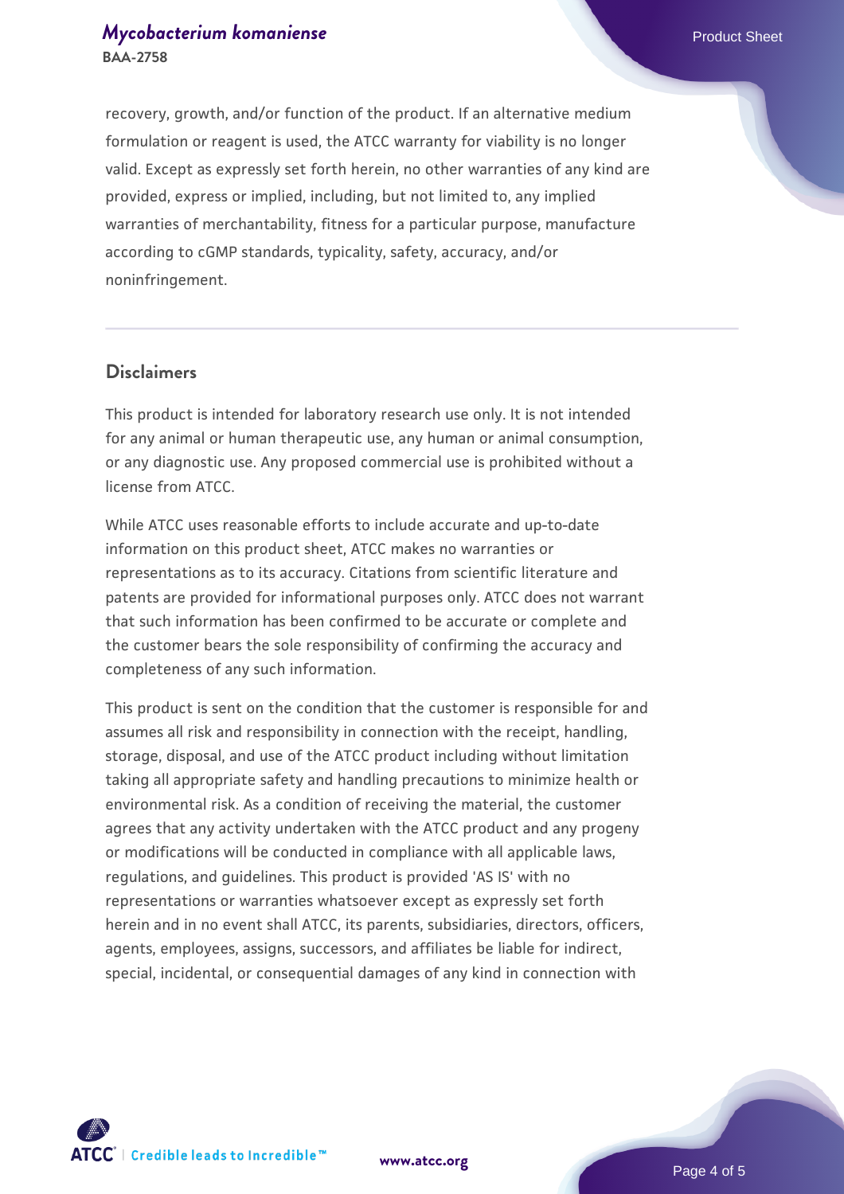recovery, growth, and/or function of the product. If an alternative medium formulation or reagent is used, the ATCC warranty for viability is no longer valid. Except as expressly set forth herein, no other warranties of any kind are provided, express or implied, including, but not limited to, any implied warranties of merchantability, fitness for a particular purpose, manufacture according to cGMP standards, typicality, safety, accuracy, and/or noninfringement.

## Disclaimers

This product is intended for laboratory research use only. It is not intended for any animal or human therapeutic use, any human or animal consumption, or any diagnostic use. Any proposed commercial use is prohibited without a license from ATCC.

While ATCC uses reasonable efforts to include accurate and up-to-date information on this product sheet, ATCC makes no warranties or representations as to its accuracy. Citations from scientific literature and patents are provided for informational purposes only. ATCC does not warrant that such information has been confirmed to be accurate or complete and the customer bears the sole responsibility of confirming the accuracy and completeness of any such information.

This product is sent on the condition that the customer is responsible for and assumes all risk and responsibility in connection with the receipt, handling, storage, disposal, and use of the ATCC product including without limitation taking all appropriate safety and handling precautions to minimize health or environmental risk. As a condition of receiving the material, the customer agrees that any activity undertaken with the ATCC product and any progeny or modifications will be conducted in compliance with all applicable laws, regulations, and guidelines. This product is provided 'AS IS' with no representations or warranties whatsoever except as expressly set forth herein and in no event shall ATCC, its parents, subsidiaries, directors, officers, agents, employees, assigns, successors, and affiliates be liable for indirect, special, incidental, or consequential damages of any kind in connection with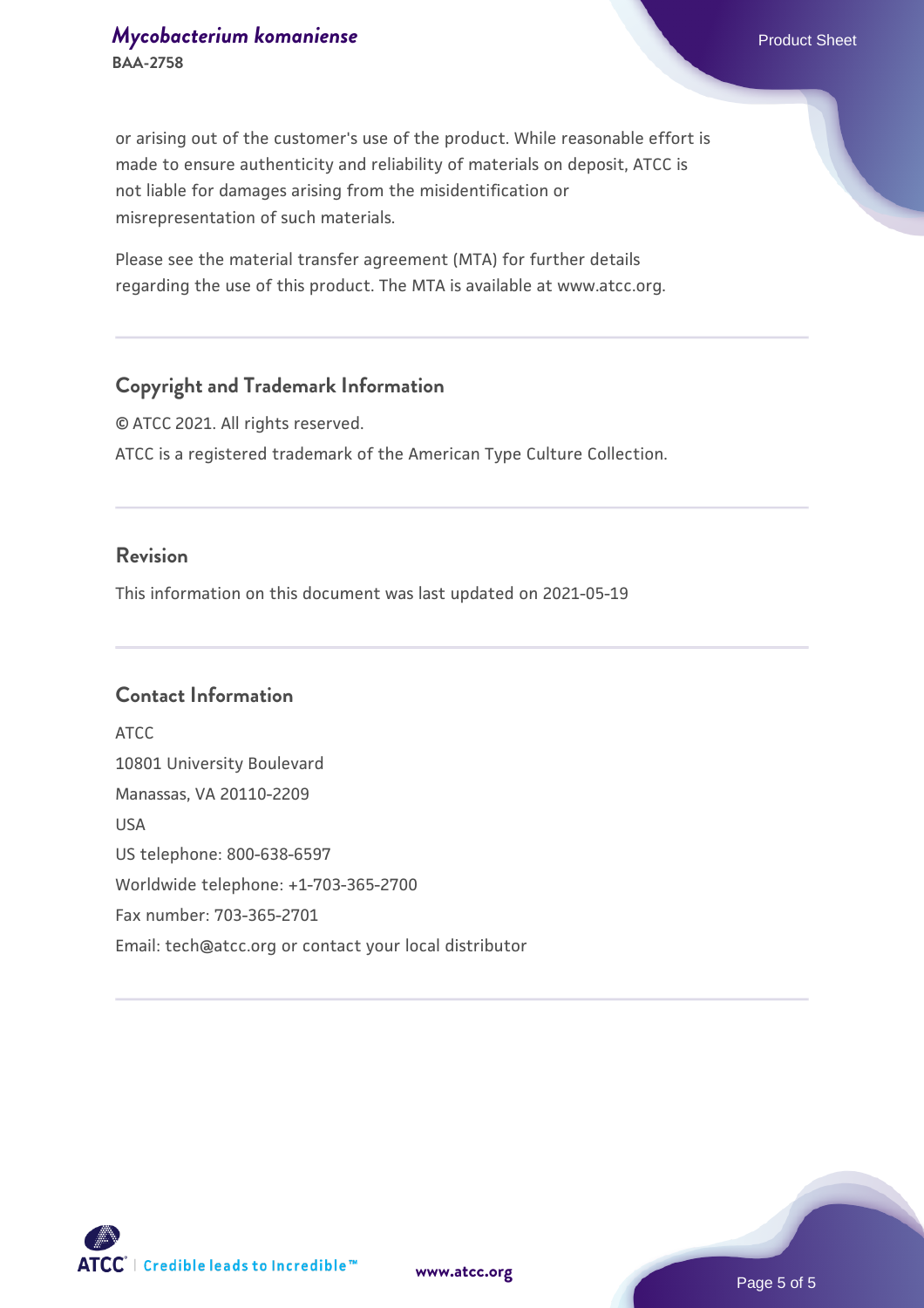or arising out of the customer's use of the product. While reasonable effort is made to ensure authenticity and reliability of materials on deposit, ATCC is not liable for damages arising from the misidentification or misrepresentation of such materials.

Please see the material transfer agreement (MTA) for further details regarding the use of this product. The MTA is available at www.atcc.org.

## Copyright and Trademark Information

© ATCC 2021. All rights reserved.

ATCC is a registered trademark of the American Type Culture Collection.

## Revision

This information on this document was last updated on 2021-05-19

## Contact Information

ATCC
10801 University Boulevard
Manassas, VA 20110-2209
USA
US telephone: 800-638-6597
Worldwide telephone: +1-703-365-2700
Fax number: 703-365-2701
Email: tech@atcc.org or contact your local distributor